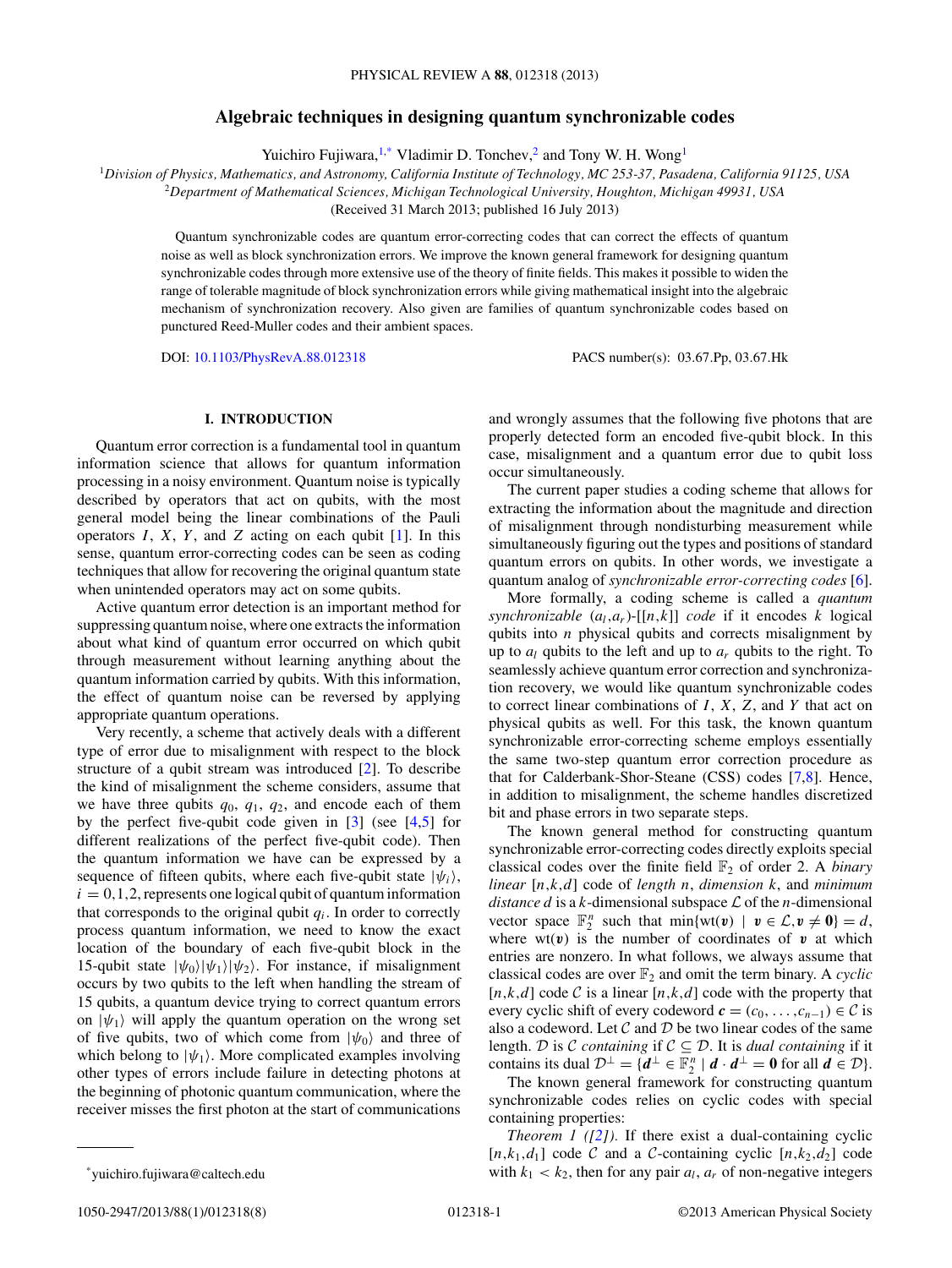# Algebraic techniques in designing quantum synchronizable codes

Yuichiro Fujiwara,[1,*] Vladimir D. Tonchev,[2] and Tony W. H. Wong[1]

[1]*Division of Physics, Mathematics, and Astronomy, California Institute of Technology, MC 253-37, Pasadena, California 91125, USA*

[2]*Department of Mathematical Sciences, Michigan Technological University, Houghton, Michigan 49931, USA*

(Received 31 March 2013; published 16 July 2013)

Quantum synchronizable codes are quantum error-correcting codes that can correct the effects of quantum noise as well as block synchronization errors. We improve the known general framework for designing quantum synchronizable codes through more extensive use of the theory of finite fields. This makes it possible to widen the range of tolerable magnitude of block synchronization errors while giving mathematical insight into the algebraic mechanism of synchronization recovery. Also given are families of quantum synchronizable codes based on punctured Reed-Muller codes and their ambient spaces.

DOI: 10.1103/PhysRevA.88.012318 PACS number(s): 03.67.Pp, 03.67.Hk

## I. INTRODUCTION

Quantum error correction is a fundamental tool in quantum information science that allows for quantum information processing in a noisy environment. Quantum noise is typically described by operators that act on qubits, with the most general model being the linear combinations of the Pauli operators $I$, $X$, $Y$, and $Z$ acting on each qubit [1]. In this sense, quantum error-correcting codes can be seen as coding techniques that allow for recovering the original quantum state when unintended operators may act on some qubits.

Active quantum error detection is an important method for suppressing quantum noise, where one extracts the information about what kind of quantum error occurred on which qubit through measurement without learning anything about the quantum information carried by qubits. With this information, the effect of quantum noise can be reversed by applying appropriate quantum operations.

Very recently, a scheme that actively deals with a different type of error due to misalignment with respect to the block structure of a qubit stream was introduced [2]. To describe the kind of misalignment the scheme considers, assume that we have three qubits $q_0$, $q_1$, $q_2$, and encode each of them by the perfect five-qubit code given in [3] (see [4,5] for different realizations of the perfect five-qubit code). Then the quantum information we have can be expressed by a sequence of fifteen qubits, where each five-qubit state $|\psi_i\rangle$, $i = 0,1,2$, represents one logical qubit of quantum information that corresponds to the original qubit $q_i$. In order to correctly process quantum information, we need to know the exact location of the boundary of each five-qubit block in the 15-qubit state $|\psi_0\rangle|\psi_1\rangle|\psi_2\rangle$. For instance, if misalignment occurs by two qubits to the left when handling the stream of 15 qubits, a quantum device trying to correct quantum errors on $|\psi_1\rangle$ will apply the quantum operation on the wrong set of five qubits, two of which come from $|\psi_0\rangle$ and three of which belong to $|\psi_1\rangle$. More complicated examples involving other types of errors include failure in detecting photons at the beginning of photonic quantum communication, where the receiver misses the first photon at the start of communications and wrongly assumes that the following five photons that are properly detected form an encoded five-qubit block. In this case, misalignment and a quantum error due to qubit loss occur simultaneously.

The current paper studies a coding scheme that allows for extracting the information about the magnitude and direction of misalignment through nondisturbing measurement while simultaneously figuring out the types and positions of standard quantum errors on qubits. In other words, we investigate a quantum analog of *synchronizable error-correcting codes* [6].

More formally, a coding scheme is called a *quantum synchronizable* $(a_l,a_r)$-$[[n,k]]$ *code* if it encodes $k$ logical qubits into $n$ physical qubits and corrects misalignment by up to $a_l$ qubits to the left and up to $a_r$ qubits to the right. To seamlessly achieve quantum error correction and synchronization recovery, we would like quantum synchronizable codes to correct linear combinations of $I$, $X$, $Z$, and $Y$ that act on physical qubits as well. For this task, the known quantum synchronizable error-correcting scheme employs essentially the same two-step quantum error correction procedure as that for Calderbank-Shor-Steane (CSS) codes [7,8]. Hence, in addition to misalignment, the scheme handles discretized bit and phase errors in two separate steps.

The known general method for constructing quantum synchronizable error-correcting codes directly exploits special classical codes over the finite field $\mathbb{F}_2$ of order 2. A *binary linear* $[n,k,d]$ code of *length* $n$, *dimension* $k$, and *minimum distance* $d$ is a $k$-dimensional subspace $\mathcal{L}$ of the $n$-dimensional vector space $\mathbb{F}_2^n$ such that $\min\{\mathrm{wt}(\boldsymbol{v}) \mid \boldsymbol{v} \in \mathcal{L}, \boldsymbol{v} \neq \boldsymbol{0}\} = d$, where $\mathrm{wt}(\boldsymbol{v})$ is the number of coordinates of $\boldsymbol{v}$ at which entries are nonzero. In what follows, we always assume that classical codes are over $\mathbb{F}_2$ and omit the term binary. A *cyclic* $[n,k,d]$ code $\mathcal{C}$ is a linear $[n,k,d]$ code with the property that every cyclic shift of every codeword $\boldsymbol{c} = (c_0,\ldots,c_{n-1}) \in \mathcal{C}$ is also a codeword. Let $\mathcal{C}$ and $\mathcal{D}$ be two linear codes of the same length. $\mathcal{D}$ is $\mathcal{C}$ *containing* if $\mathcal{C} \subseteq \mathcal{D}$. It is *dual containing* if it contains its dual $\mathcal{D}^\perp = \{\boldsymbol{d}^\perp \in \mathbb{F}_2^n \mid \boldsymbol{d} \cdot \boldsymbol{d}^\perp = \boldsymbol{0}$ for all $\boldsymbol{d} \in \mathcal{D}\}$.

The known general framework for constructing quantum synchronizable codes relies on cyclic codes with special containing properties:

*Theorem 1 ([2]).* If there exist a dual-containing cyclic $[n,k_1,d_1]$ code $\mathcal{C}$ and a $\mathcal{C}$-containing cyclic $[n,k_2,d_2]$ code with $k_1 < k_2$, then for any pair $a_l$, $a_r$ of non-negative integers

*yuichiro.fujiwara@caltech.edu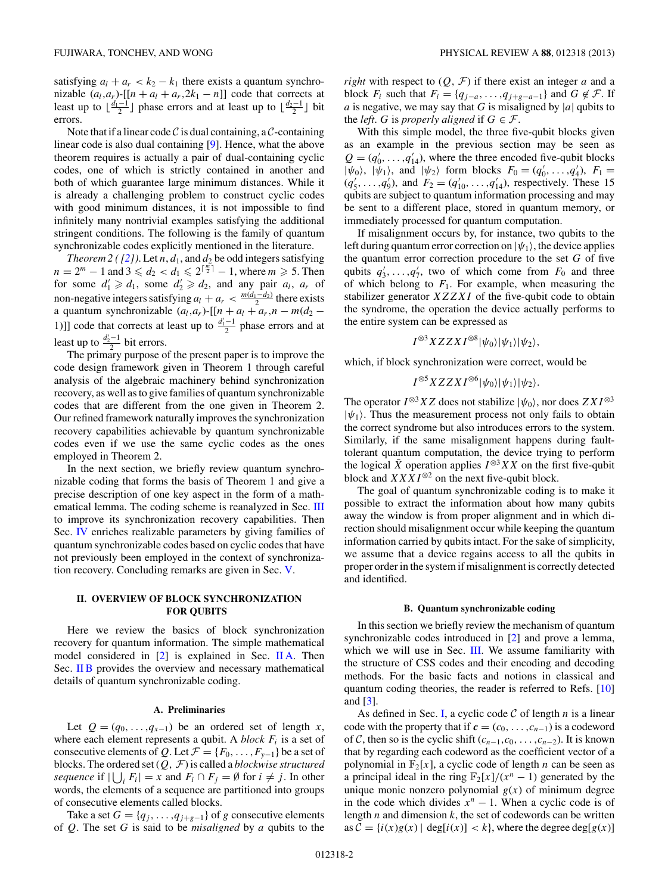satisfying $a_l + a_r < k_2 - k_1$ there exists a quantum synchronizable $(a_l,a_r)$-$[[n + a_l + a_r, 2k_1 - n]]$ code that corrects at least up to $\lfloor \frac{d_1-1}{2} \rfloor$ phase errors and at least up to $\lfloor \frac{d_2-1}{2} \rfloor$ bit errors.

Note that if a linear code $\mathcal{C}$ is dual containing, a $\mathcal{C}$-containing linear code is also dual containing [9]. Hence, what the above theorem requires is actually a pair of dual-containing cyclic codes, one of which is strictly contained in another and both of which guarantee large minimum distances. While it is already a challenging problem to construct cyclic codes with good minimum distances, it is not impossible to find infinitely many nontrivial examples satisfying the additional stringent conditions. The following is the family of quantum synchronizable codes explicitly mentioned in the literature.

*Theorem 2 ( [2]).* Let $n$, $d_1$, and $d_2$ be odd integers satisfying $n = 2^m - 1$ and $3 \leqslant d_2 < d_1 \leqslant 2^{\lceil \frac{m}{2} \rceil} - 1$, where $m \geqslant 5$. Then for some $d_1' \geqslant d_1$, some $d_2' \geqslant d_2$, and any pair $a_l$, $a_r$ of non-negative integers satisfying $a_l + a_r < \frac{m(d_1-d_2)}{2}$ there exists a quantum synchronizable $(a_l,a_r)$-$[[n + a_l + a_r, n - m(d_2 - 1)]]$ code that corrects at least up to $\frac{d_1'-1}{2}$ phase errors and at least up to $\frac{d_2'-1}{2}$ bit errors.

The primary purpose of the present paper is to improve the code design framework given in Theorem 1 through careful analysis of the algebraic machinery behind synchronization recovery, as well as to give families of quantum synchronizable codes that are different from the one given in Theorem 2. Our refined framework naturally improves the synchronization recovery capabilities achievable by quantum synchronizable codes even if we use the same cyclic codes as the ones employed in Theorem 2.

In the next section, we briefly review quantum synchronizable coding that forms the basis of Theorem 1 and give a precise description of one key aspect in the form of a mathematical lemma. The coding scheme is reanalyzed in Sec. III to improve its synchronization recovery capabilities. Then Sec. IV enriches realizable parameters by giving families of quantum synchronizable codes based on cyclic codes that have not previously been employed in the context of synchronization recovery. Concluding remarks are given in Sec. V.

## II. OVERVIEW OF BLOCK SYNCHRONIZATION FOR QUBITS

Here we review the basics of block synchronization recovery for quantum information. The simple mathematical model considered in [2] is explained in Sec. II A. Then Sec. II B provides the overview and necessary mathematical details of quantum synchronizable coding.

### A. Preliminaries

Let $Q = (q_0, \ldots, q_{x-1})$ be an ordered set of length $x$, where each element represents a qubit. A *block* $F_i$ is a set of consecutive elements of $Q$. Let $\mathcal{F} = \{F_0, \ldots, F_{y-1}\}$ be a set of blocks. The ordered set $(Q, \mathcal{F})$ is called a *blockwise structured sequence* if $|\bigcup_i F_i| = x$ and $F_i \cap F_j = \emptyset$ for $i \neq j$. In other words, the elements of a sequence are partitioned into groups of consecutive elements called blocks.

Take a set $G = \{q_j, \ldots, q_{j+g-1}\}$ of $g$ consecutive elements of $Q$. The set $G$ is said to be *misaligned* by $a$ qubits to the *right* with respect to $(Q, \mathcal{F})$ if there exist an integer $a$ and a block $F_i$ such that $F_i = \{q_{j-a}, \ldots, q_{j+g-a-1}\}$ and $G \notin \mathcal{F}$. If $a$ is negative, we may say that $G$ is misaligned by $|a|$ qubits to the *left*. $G$ is *properly aligned* if $G \in \mathcal{F}$.

With this simple model, the three five-qubit blocks given as an example in the previous section may be seen as $Q = (q_0', \ldots, q_{14}')$, where the three encoded five-qubit blocks $|\psi_0\rangle$, $|\psi_1\rangle$, and $|\psi_2\rangle$ form blocks $F_0 = (q_0', \ldots, q_4')$, $F_1 = (q_5', \ldots, q_9')$, and $F_2 = (q_{10}', \ldots, q_{14}')$, respectively. These 15 qubits are subject to quantum information processing and may be sent to a different place, stored in quantum memory, or immediately processed for quantum computation.

If misalignment occurs by, for instance, two qubits to the left during quantum error correction on $|\psi_1\rangle$, the device applies the quantum error correction procedure to the set $G$ of five qubits $q_3', \ldots, q_7'$, two of which come from $F_0$ and three of which belong to $F_1$. For example, when measuring the stabilizer generator $XZZXI$ of the five-qubit code to obtain the syndrome, the operation the device actually performs to the entire system can be expressed as

$$I^{\otimes 3} XZZXI^{\otimes 8} |\psi_0\rangle |\psi_1\rangle |\psi_2\rangle,$$

which, if block synchronization were correct, would be

$$I^{\otimes 5} XZZXI^{\otimes 6} |\psi_0\rangle |\psi_1\rangle |\psi_2\rangle.$$

The operator $I^{\otimes 3} XZ$ does not stabilize $|\psi_0\rangle$, nor does $ZXI^{\otimes 3}$ $|\psi_1\rangle$. Thus the measurement process not only fails to obtain the correct syndrome but also introduces errors to the system. Similarly, if the same misalignment happens during fault-tolerant quantum computation, the device trying to perform the logical $\bar{X}$ operation applies $I^{\otimes 3} XX$ on the first five-qubit block and $XXXI^{\otimes 2}$ on the next five-qubit block.

The goal of quantum synchronizable coding is to make it possible to extract the information about how many qubits away the window is from proper alignment and in which direction should misalignment occur while keeping the quantum information carried by qubits intact. For the sake of simplicity, we assume that a device regains access to all the qubits in proper order in the system if misalignment is correctly detected and identified.

### B. Quantum synchronizable coding

In this section we briefly review the mechanism of quantum synchronizable codes introduced in [2] and prove a lemma, which we will use in Sec. III. We assume familiarity with the structure of CSS codes and their encoding and decoding methods. For the basic facts and notions in classical and quantum coding theories, the reader is referred to Refs. [10] and [3].

As defined in Sec. I, a cyclic code $\mathcal{C}$ of length $n$ is a linear code with the property that if $\boldsymbol{c} = (c_0, \ldots, c_{n-1})$ is a codeword of $\mathcal{C}$, then so is the cyclic shift $(c_{n-1}, c_0, \ldots, c_{n-2})$. It is known that by regarding each codeword as the coefficient vector of a polynomial in $\mathbb{F}_2[x]$, a cyclic code of length $n$ can be seen as a principal ideal in the ring $\mathbb{F}_2[x]/(x^n - 1)$ generated by the unique monic nonzero polynomial $g(x)$ of minimum degree in the code which divides $x^n - 1$. When a cyclic code is of length $n$ and dimension $k$, the set of codewords can be written as $\mathcal{C} = \{i(x)g(x) \mid \deg[i(x)] < k\}$, where the degree $\deg[g(x)]$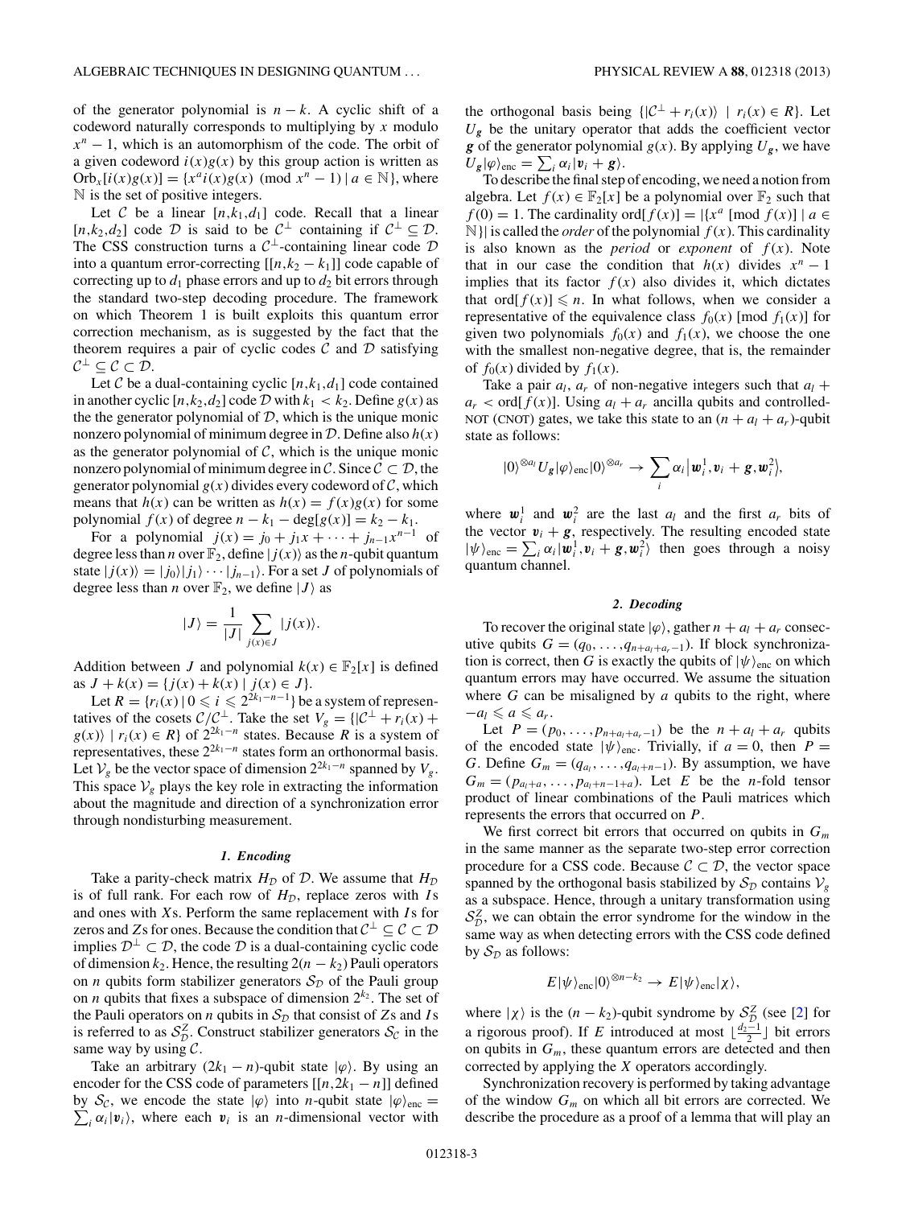of the generator polynomial is $n-k$. A cyclic shift of a codeword naturally corresponds to multiplying by $x$ modulo $x^n - 1$, which is an automorphism of the code. The orbit of a given codeword $i(x)g(x)$ by this group action is written as $\text{Orb}_x[i(x)g(x)] = \{x^a i(x)g(x) \pmod{x^n-1} \mid a \in \mathbb{N}\}$, where $\mathbb{N}$ is the set of positive integers.

Let $\mathcal{C}$ be a linear $[n,k_1,d_1]$ code. Recall that a linear $[n,k_2,d_2]$ code $\mathcal{D}$ is said to be $\mathcal{C}^\perp$ containing if $\mathcal{C}^\perp \subseteq \mathcal{D}$. The CSS construction turns a $\mathcal{C}^\perp$-containing linear code $\mathcal{D}$ into a quantum error-correcting $[[n,k_2-k_1]]$ code capable of correcting up to $d_1$ phase errors and up to $d_2$ bit errors through the standard two-step decoding procedure. The framework on which Theorem 1 is built exploits this quantum error correction mechanism, as is suggested by the fact that the theorem requires a pair of cyclic codes $\mathcal{C}$ and $\mathcal{D}$ satisfying $\mathcal{C}^\perp \subseteq \mathcal{C} \subset \mathcal{D}$.

Let $\mathcal{C}$ be a dual-containing cyclic $[n,k_1,d_1]$ code contained in another cyclic $[n,k_2,d_2]$ code $\mathcal{D}$ with $k_1 < k_2$. Define $g(x)$ as the the generator polynomial of $\mathcal{D}$, which is the unique monic nonzero polynomial of minimum degree in $\mathcal{D}$. Define also $h(x)$ as the generator polynomial of $\mathcal{C}$, which is the unique monic nonzero polynomial of minimum degree in $\mathcal{C}$. Since $\mathcal{C} \subset \mathcal{D}$, the generator polynomial $g(x)$ divides every codeword of $\mathcal{C}$, which means that $h(x)$ can be written as $h(x) = f(x)g(x)$ for some polynomial $f(x)$ of degree $n - k_1 - \deg[g(x)] = k_2 - k_1$.

For a polynomial $j(x) = j_0 + j_1x + \cdots + j_{n-1}x^{n-1}$ of degree less than $n$ over $\mathbb{F}_2$, define $|j(x)\rangle$ as the $n$-qubit quantum state $|j(x)\rangle = |j_0\rangle|j_1\rangle\cdots|j_{n-1}\rangle$. For a set $J$ of polynomials of degree less than $n$ over $\mathbb{F}_2$, we define $|J\rangle$ as

$$|J\rangle = \frac{1}{|J|}\sum_{j(x)\in J}|j(x)\rangle.$$

Addition between $J$ and polynomial $k(x) \in \mathbb{F}_2[x]$ is defined as $J + k(x) = \{j(x) + k(x) \mid j(x) \in J\}$.

Let $R = \{r_i(x) \mid 0 \leqslant i \leqslant 2^{2k_1-n-1}\}$ be a system of representatives of the cosets $\mathcal{C}/\mathcal{C}^\perp$. Take the set $V_g = \{|\mathcal{C}^\perp + r_i(x) + g(x)\rangle \mid r_i(x) \in R\}$ of $2^{2k_1-n}$ states. Because $R$ is a system of representatives, these $2^{2k_1-n}$ states form an orthonormal basis. Let $\mathcal{V}_g$ be the vector space of dimension $2^{2k_1-n}$ spanned by $V_g$. This space $\mathcal{V}_g$ plays the key role in extracting the information about the magnitude and direction of a synchronization error through nondisturbing measurement.

#### *1. Encoding*

Take a parity-check matrix $H_\mathcal{D}$ of $\mathcal{D}$. We assume that $H_\mathcal{D}$ is of full rank. For each row of $H_\mathcal{D}$, replace zeros with $I$s and ones with $X$s. Perform the same replacement with $I$s for zeros and $Z$s for ones. Because the condition that $\mathcal{C}^\perp \subseteq \mathcal{C} \subset \mathcal{D}$ implies $\mathcal{D}^\perp \subset \mathcal{D}$, the code $\mathcal{D}$ is a dual-containing cyclic code of dimension $k_2$. Hence, the resulting $2(n-k_2)$ Pauli operators on $n$ qubits form stabilizer generators $\mathcal{S}_\mathcal{D}$ of the Pauli group on $n$ qubits that fixes a subspace of dimension $2^{k_2}$. The set of the Pauli operators on $n$ qubits in $\mathcal{S}_\mathcal{D}$ that consist of $Z$s and $I$s is referred to as $\mathcal{S}_\mathcal{D}^Z$. Construct stabilizer generators $\mathcal{S}_\mathcal{C}$ in the same way by using $\mathcal{C}$.

Take an arbitrary $(2k_1-n)$-qubit state $|\varphi\rangle$. By using an encoder for the CSS code of parameters $[[n,2k_1-n]]$ defined by $\mathcal{S}_\mathcal{C}$, we encode the state $|\varphi\rangle$ into $n$-qubit state $|\varphi\rangle_{\text{enc}} = \sum_i \alpha_i|\boldsymbol{v}_i\rangle$, where each $\boldsymbol{v}_i$ is an $n$-dimensional vector with the orthogonal basis being $\{|\mathcal{C}^\perp + r_i(x)\rangle \mid r_i(x) \in R\}$. Let $U_{\boldsymbol{g}}$ be the unitary operator that adds the coefficient vector $\boldsymbol{g}$ of the generator polynomial $g(x)$. By applying $U_{\boldsymbol{g}}$, we have $U_{\boldsymbol{g}}|\varphi\rangle_{\text{enc}} = \sum_i \alpha_i|\boldsymbol{v}_i + \boldsymbol{g}\rangle$.

To describe the final step of encoding, we need a notion from algebra. Let $f(x) \in \mathbb{F}_2[x]$ be a polynomial over $\mathbb{F}_2$ such that $f(0) = 1$. The cardinality $\text{ord}[f(x)] = |\{x^a \,[\text{mod } f(x)] \mid a \in \mathbb{N}\}|$ is called the *order* of the polynomial $f(x)$. This cardinality is also known as the *period* or *exponent* of $f(x)$. Note that in our case the condition that $h(x)$ divides $x^n - 1$ implies that its factor $f(x)$ also divides it, which dictates that $\text{ord}[f(x)] \leqslant n$. In what follows, when we consider a representative of the equivalence class $f_0(x)$ [mod $f_1(x)$] for given two polynomials $f_0(x)$ and $f_1(x)$, we choose the one with the smallest non-negative degree, that is, the remainder of $f_0(x)$ divided by $f_1(x)$.

Take a pair $a_l$, $a_r$ of non-negative integers such that $a_l + a_r < \text{ord}[f(x)]$. Using $a_l + a_r$ ancilla qubits and controlled-NOT (CNOT) gates, we take this state to an $(n + a_l + a_r)$-qubit state as follows:

$$|0\rangle^{\otimes a_l}U_{\boldsymbol{g}}|\varphi\rangle_{\text{enc}}|0\rangle^{\otimes a_r} \rightarrow \sum_i \alpha_i\left|\boldsymbol{w}_i^1, \boldsymbol{v}_i + \boldsymbol{g}, \boldsymbol{w}_i^2\right\rangle,$$

where $\boldsymbol{w}_i^1$ and $\boldsymbol{w}_i^2$ are the last $a_l$ and the first $a_r$ bits of the vector $\boldsymbol{v}_i + \boldsymbol{g}$, respectively. The resulting encoded state $|\psi\rangle_{\text{enc}} = \sum_i \alpha_i|\boldsymbol{w}_i^1, \boldsymbol{v}_i + \boldsymbol{g}, \boldsymbol{w}_i^2\rangle$ then goes through a noisy quantum channel.

#### *2. Decoding*

To recover the original state $|\varphi\rangle$, gather $n + a_l + a_r$ consecutive qubits $G = (q_0, \ldots, q_{n+a_l+a_r-1})$. If block synchronization is correct, then $G$ is exactly the qubits of $|\psi\rangle_{\text{enc}}$ on which quantum errors may have occurred. We assume the situation where $G$ can be misaligned by $a$ qubits to the right, where $-a_l \leqslant a \leqslant a_r$.

Let $P = (p_0, \ldots, p_{n+a_l+a_r-1})$ be the $n + a_l + a_r$ qubits of the encoded state $|\psi\rangle_{\text{enc}}$. Trivially, if $a = 0$, then $P = G$. Define $G_m = (q_{a_l}, \ldots, q_{a_l+n-1})$. By assumption, we have $G_m = (p_{a_l+a}, \ldots, p_{a_l+n-1+a})$. Let $E$ be the $n$-fold tensor product of linear combinations of the Pauli matrices which represents the errors that occurred on $P$.

We first correct bit errors that occurred on qubits in $G_m$ in the same manner as the separate two-step error correction procedure for a CSS code. Because $\mathcal{C} \subset \mathcal{D}$, the vector space spanned by the orthogonal basis stabilized by $\mathcal{S}_\mathcal{D}$ contains $\mathcal{V}_g$ as a subspace. Hence, through a unitary transformation using $\mathcal{S}_\mathcal{D}^Z$, we can obtain the error syndrome for the window in the same way as when detecting errors with the CSS code defined by $\mathcal{S}_\mathcal{D}$ as follows:

$$E|\psi\rangle_{\text{enc}}|0\rangle^{\otimes n-k_2} \rightarrow E|\psi\rangle_{\text{enc}}|\chi\rangle,$$

where $|\chi\rangle$ is the $(n-k_2)$-qubit syndrome by $\mathcal{S}_\mathcal{D}^Z$ (see [2] for a rigorous proof). If $E$ introduced at most $\lfloor\frac{d_2-1}{2}\rfloor$ bit errors on qubits in $G_m$, these quantum errors are detected and then corrected by applying the $X$ operators accordingly.

Synchronization recovery is performed by taking advantage of the window $G_m$ on which all bit errors are corrected. We describe the procedure as a proof of a lemma that will play an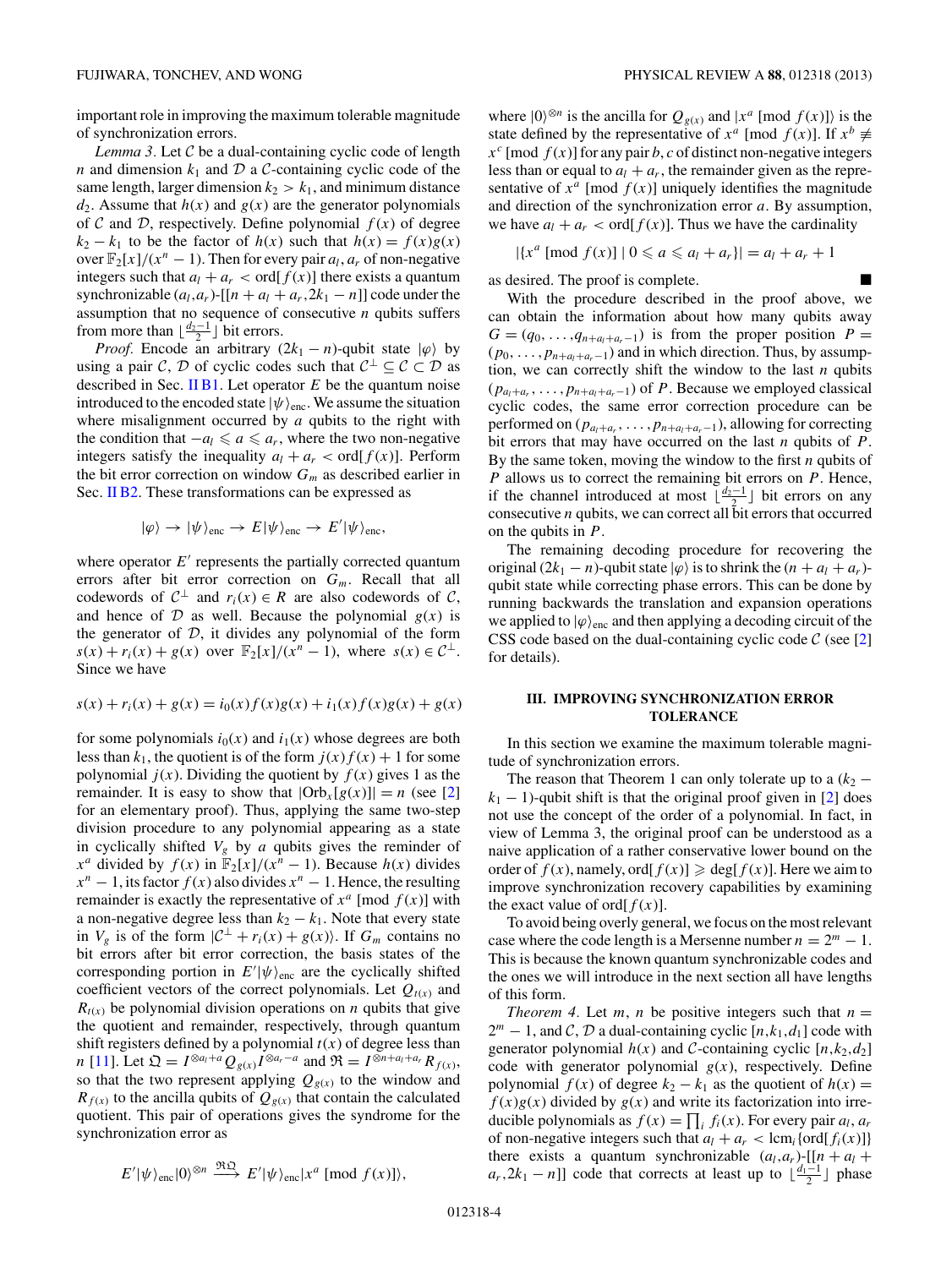important role in improving the maximum tolerable magnitude of synchronization errors.

*Lemma 3.* Let $\mathcal{C}$ be a dual-containing cyclic code of length $n$ and dimension $k_1$ and $\mathcal{D}$ a $\mathcal{C}$-containing cyclic code of the same length, larger dimension $k_2 > k_1$, and minimum distance $d_2$. Assume that $h(x)$ and $g(x)$ are the generator polynomials of $\mathcal{C}$ and $\mathcal{D}$, respectively. Define polynomial $f(x)$ of degree $k_2 - k_1$ to be the factor of $h(x)$ such that $h(x) = f(x)g(x)$ over $\mathbb{F}_2[x]/(x^n - 1)$. Then for every pair $a_l, a_r$ of non-negative integers such that $a_l + a_r < \text{ord}[f(x)]$ there exists a quantum synchronizable $(a_l,a_r)$-$[[n + a_l + a_r, 2k_1 - n]]$ code under the assumption that no sequence of consecutive $n$ qubits suffers from more than $\lfloor \frac{d_2-1}{2} \rfloor$ bit errors.

*Proof.* Encode an arbitrary $(2k_1 - n)$-qubit state $|\varphi\rangle$ by using a pair $\mathcal{C}$, $\mathcal{D}$ of cyclic codes such that $\mathcal{C}^\perp \subseteq \mathcal{C} \subset \mathcal{D}$ as described in Sec. II B1. Let operator $E$ be the quantum noise introduced to the encoded state $|\psi\rangle_{\text{enc}}$. We assume the situation where misalignment occurred by $a$ qubits to the right with the condition that $-a_l \leqslant a \leqslant a_r$, where the two non-negative integers satisfy the inequality $a_l + a_r < \text{ord}[f(x)]$. Perform the bit error correction on window $G_m$ as described earlier in Sec. II B2. These transformations can be expressed as

$$|\varphi\rangle \to |\psi\rangle_{\text{enc}} \to E|\psi\rangle_{\text{enc}} \to E'|\psi\rangle_{\text{enc}},$$

where operator $E'$ represents the partially corrected quantum errors after bit error correction on $G_m$. Recall that all codewords of $\mathcal{C}^\perp$ and $r_i(x) \in R$ are also codewords of $\mathcal{C}$, and hence of $\mathcal{D}$ as well. Because the polynomial $g(x)$ is the generator of $\mathcal{D}$, it divides any polynomial of the form $s(x) + r_i(x) + g(x)$ over $\mathbb{F}_2[x]/(x^n - 1)$, where $s(x) \in \mathcal{C}^\perp$. Since we have

$$s(x) + r_i(x) + g(x) = i_0(x)f(x)g(x) + i_1(x)f(x)g(x) + g(x)$$

for some polynomials $i_0(x)$ and $i_1(x)$ whose degrees are both less than $k_1$, the quotient is of the form $j(x)f(x) + 1$ for some polynomial $j(x)$. Dividing the quotient by $f(x)$ gives 1 as the remainder. It is easy to show that $|\text{Orb}_x[g(x)]| = n$ (see [2] for an elementary proof). Thus, applying the same two-step division procedure to any polynomial appearing as a state in cyclically shifted $V_g$ by $a$ qubits gives the reminder of $x^a$ divided by $f(x)$ in $\mathbb{F}_2[x]/(x^n - 1)$. Because $h(x)$ divides $x^n - 1$, its factor $f(x)$ also divides $x^n - 1$. Hence, the resulting remainder is exactly the representative of $x^a$ [mod $f(x)$] with a non-negative degree less than $k_2 - k_1$. Note that every state in $V_g$ is of the form $|\mathcal{C}^\perp + r_i(x) + g(x)\rangle$. If $G_m$ contains no bit errors after bit error correction, the basis states of the corresponding portion in $E'|\psi\rangle_{\text{enc}}$ are the cyclically shifted coefficient vectors of the correct polynomials. Let $Q_{t(x)}$ and $R_{t(x)}$ be polynomial division operations on $n$ qubits that give the quotient and remainder, respectively, through quantum shift registers defined by a polynomial $t(x)$ of degree less than $n$ [11]. Let $\mathfrak{Q} = I^{\otimes a_l + a} Q_{g(x)} I^{\otimes a_r - a}$ and $\mathfrak{R} = I^{\otimes n + a_l + a_r} R_{f(x)}$, so that the two represent applying $Q_{g(x)}$ to the window and $R_{f(x)}$ to the ancilla qubits of $Q_{g(x)}$ that contain the calculated quotient. This pair of operations gives the syndrome for the synchronization error as

$$E'|\psi\rangle_{\text{enc}}|0\rangle^{\otimes n} \xrightarrow{\mathfrak{R}\mathfrak{Q}} E'|\psi\rangle_{\text{enc}}|x^a \text{ [mod } f(x)]\rangle,$$

where $|0\rangle^{\otimes n}$ is the ancilla for $Q_{g(x)}$ and $|x^a \text{ [mod } f(x)]\rangle$ is the state defined by the representative of $x^a$ [mod $f(x)$]. If $x^b \not\equiv x^c$ [mod $f(x)$] for any pair $b, c$ of distinct non-negative integers less than or equal to $a_l + a_r$, the remainder given as the representative of $x^a$ [mod $f(x)$] uniquely identifies the magnitude and direction of the synchronization error $a$. By assumption, we have $a_l + a_r < \text{ord}[f(x)]$. Thus we have the cardinality

$$|\{x^a \text{ [mod } f(x)] \mid 0 \leqslant a \leqslant a_l + a_r\}| = a_l + a_r + 1$$

as desired. The proof is complete. ∎

With the procedure described in the proof above, we can obtain the information about how many qubits away $G = (q_0, \ldots, q_{n+a_l+a_r-1})$ is from the proper position $P = (p_0, \ldots, p_{n+a_l+a_r-1})$ and in which direction. Thus, by assumption, we can correctly shift the window to the last $n$ qubits $(p_{a_l+a_r}, \ldots, p_{n+a_l+a_r-1})$ of $P$. Because we employed classical cyclic codes, the same error correction procedure can be performed on $(p_{a_l+a_r}, \ldots, p_{n+a_l+a_r-1})$, allowing for correcting bit errors that may have occurred on the last $n$ qubits of $P$. By the same token, moving the window to the first $n$ qubits of $P$ allows us to correct the remaining bit errors on $P$. Hence, if the channel introduced at most $\lfloor \frac{d_2-1}{2} \rfloor$ bit errors on any consecutive $n$ qubits, we can correct all bit errors that occurred on the qubits in $P$.

The remaining decoding procedure for recovering the original $(2k_1 - n)$-qubit state $|\varphi\rangle$ is to shrink the $(n + a_l + a_r)$-qubit state while correcting phase errors. This can be done by running backwards the translation and expansion operations we applied to $|\varphi\rangle_{\text{enc}}$ and then applying a decoding circuit of the CSS code based on the dual-containing cyclic code $\mathcal{C}$ (see [2] for details).

## III. IMPROVING SYNCHRONIZATION ERROR TOLERANCE

In this section we examine the maximum tolerable magnitude of synchronization errors.

The reason that Theorem 1 can only tolerate up to a $(k_2 - k_1 - 1)$-qubit shift is that the original proof given in [2] does not use the concept of the order of a polynomial. In fact, in view of Lemma 3, the original proof can be understood as a naive application of a rather conservative lower bound on the order of $f(x)$, namely, $\text{ord}[f(x)] \geqslant \deg[f(x)]$. Here we aim to improve synchronization recovery capabilities by examining the exact value of $\text{ord}[f(x)]$.

To avoid being overly general, we focus on the most relevant case where the code length is a Mersenne number $n = 2^m - 1$. This is because the known quantum synchronizable codes and the ones we will introduce in the next section all have lengths of this form.

*Theorem 4.* Let $m$, $n$ be positive integers such that $n = 2^m - 1$, and $\mathcal{C}$, $\mathcal{D}$ a dual-containing cyclic $[n,k_1,d_1]$ code with generator polynomial $h(x)$ and $\mathcal{C}$-containing cyclic $[n,k_2,d_2]$ code with generator polynomial $g(x)$, respectively. Define polynomial $f(x)$ of degree $k_2 - k_1$ as the quotient of $h(x) = f(x)g(x)$ divided by $g(x)$ and write its factorization into irreducible polynomials as $f(x) = \prod_i f_i(x)$. For every pair $a_l$, $a_r$ of non-negative integers such that $a_l + a_r < \text{lcm}_i\{\text{ord}[f_i(x)]\}$ there exists a quantum synchronizable $(a_l,a_r)$-$[[n + a_l + a_r, 2k_1 - n]]$ code that corrects at least up to $\lfloor \frac{d_1-1}{2} \rfloor$ phase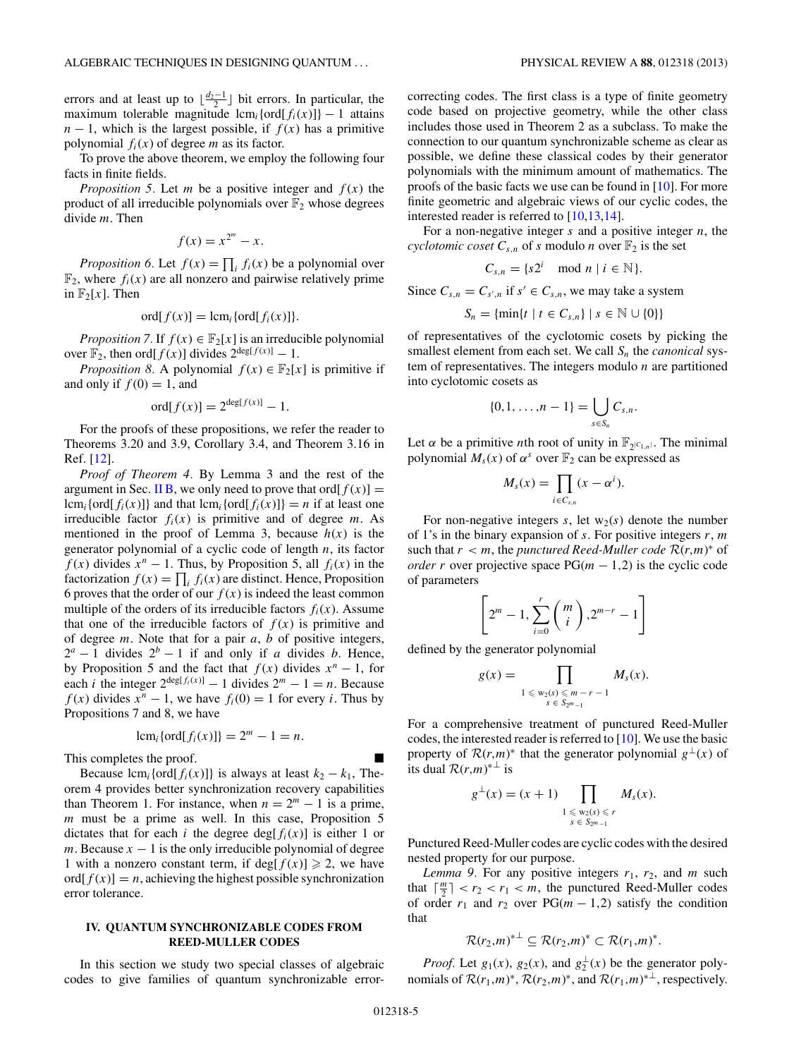errors and at least up to $\lfloor \frac{d_2-1}{2} \rfloor$ bit errors. In particular, the maximum tolerable magnitude $\text{lcm}_i\{\text{ord}[f_i(x)]\} - 1$ attains $n-1$, which is the largest possible, if $f(x)$ has a primitive polynomial $f_i(x)$ of degree $m$ as its factor.

To prove the above theorem, we employ the following four facts in finite fields.

*Proposition 5.* Let $m$ be a positive integer and $f(x)$ the product of all irreducible polynomials over $\mathbb{F}_2$ whose degrees divide $m$. Then

$$f(x) = x^{2^m} - x.$$

*Proposition 6.* Let $f(x) = \prod_i f_i(x)$ be a polynomial over $\mathbb{F}_2$, where $f_i(x)$ are all nonzero and pairwise relatively prime in $\mathbb{F}_2[x]$. Then

$$\text{ord}[f(x)] = \text{lcm}_i\{\text{ord}[f_i(x)]\}.$$

*Proposition 7.* If $f(x) \in \mathbb{F}_2[x]$ is an irreducible polynomial over $\mathbb{F}_2$, then $\text{ord}[f(x)]$ divides $2^{\deg[f(x)]} - 1$.

*Proposition 8.* A polynomial $f(x) \in \mathbb{F}_2[x]$ is primitive if and only if $f(0) = 1$, and

$$\text{ord}[f(x)] = 2^{\deg[f(x)]} - 1.$$

For the proofs of these propositions, we refer the reader to Theorems 3.20 and 3.9, Corollary 3.4, and Theorem 3.16 in Ref. [12].

*Proof of Theorem 4.* By Lemma 3 and the rest of the argument in Sec. II B, we only need to prove that $\text{ord}[f(x)] = \text{lcm}_i\{\text{ord}[f_i(x)]\}$ and that $\text{lcm}_i\{\text{ord}[f_i(x)]\} = n$ if at least one irreducible factor $f_i(x)$ is primitive and of degree $m$. As mentioned in the proof of Lemma 3, because $h(x)$ is the generator polynomial of a cyclic code of length $n$, its factor $f(x)$ divides $x^n - 1$. Thus, by Proposition 5, all $f_i(x)$ in the factorization $f(x) = \prod_i f_i(x)$ are distinct. Hence, Proposition 6 proves that the order of our $f(x)$ is indeed the least common multiple of the orders of its irreducible factors $f_i(x)$. Assume that one of the irreducible factors of $f(x)$ is primitive and of degree $m$. Note that for a pair $a$, $b$ of positive integers, $2^a - 1$ divides $2^b - 1$ if and only if $a$ divides $b$. Hence, by Proposition 5 and the fact that $f(x)$ divides $x^n - 1$, for each $i$ the integer $2^{\deg[f_i(x)]} - 1$ divides $2^m - 1 = n$. Because $f(x)$ divides $x^n - 1$, we have $f_i(0) = 1$ for every $i$. Thus by Propositions 7 and 8, we have

$$\text{lcm}_i\{\text{ord}[f_i(x)]\} = 2^m - 1 = n.$$

This completes the proof. ■

Because $\text{lcm}_i\{\text{ord}[f_i(x)]\}$ is always at least $k_2 - k_1$, Theorem 4 provides better synchronization recovery capabilities than Theorem 1. For instance, when $n = 2^m - 1$ is a prime, $m$ must be a prime as well. In this case, Proposition 5 dictates that for each $i$ the degree $\deg[f_i(x)]$ is either 1 or $m$. Because $x - 1$ is the only irreducible polynomial of degree 1 with a nonzero constant term, if $\deg[f(x)] \geqslant 2$, we have $\text{ord}[f(x)] = n$, achieving the highest possible synchronization error tolerance.

## IV. QUANTUM SYNCHRONIZABLE CODES FROM REED-MULLER CODES

In this section we study two special classes of algebraic codes to give families of quantum synchronizable error-correcting codes. The first class is a type of finite geometry code based on projective geometry, while the other class includes those used in Theorem 2 as a subclass. To make the connection to our quantum synchronizable scheme as clear as possible, we define these classical codes by their generator polynomials with the minimum amount of mathematics. The proofs of the basic facts we use can be found in [10]. For more finite geometric and algebraic views of our cyclic codes, the interested reader is referred to [10,13,14].

For a non-negative integer $s$ and a positive integer $n$, the *cyclotomic coset* $C_{s,n}$ of $s$ modulo $n$ over $\mathbb{F}_2$ is the set

$$C_{s,n} = \{s2^i \mod n \mid i \in \mathbb{N}\}.$$

Since $C_{s,n} = C_{s',n}$ if $s' \in C_{s,n}$, we may take a system

$$S_n = \{\min\{t \mid t \in C_{s,n}\} \mid s \in \mathbb{N} \cup \{0\}\}$$

of representatives of the cyclotomic cosets by picking the smallest element from each set. We call $S_n$ the *canonical* system of representatives. The integers modulo $n$ are partitioned into cyclotomic cosets as

$$\{0,1,\ldots,n-1\} = \bigcup_{s \in S_n} C_{s,n}.$$

Let $\alpha$ be a primitive $n$th root of unity in $\mathbb{F}_{2^{|C_{1,n}|}}$. The minimal polynomial $M_s(x)$ of $\alpha^s$ over $\mathbb{F}_2$ can be expressed as

$$M_s(x) = \prod_{i \in C_{s,n}} (x - \alpha^i).$$

For non-negative integers $s$, let $\text{w}_2(s)$ denote the number of 1's in the binary expansion of $s$. For positive integers $r$, $m$ such that $r < m$, the *punctured Reed-Muller code* $\mathcal{R}(r,m)^*$ of *order* $r$ over projective space $\text{PG}(m-1,2)$ is the cyclic code of parameters

$$\left[2^m - 1, \sum_{i=0}^{r} \binom{m}{i}, 2^{m-r} - 1\right]$$

defined by the generator polynomial

$$g(x) = \prod_{\substack{1 \leqslant \text{w}_2(s) \leqslant m-r-1 \\ s \in S_{2^m-1}}} M_s(x).$$

For a comprehensive treatment of punctured Reed-Muller codes, the interested reader is referred to [10]. We use the basic property of $\mathcal{R}(r,m)^*$ that the generator polynomial $g^\perp(x)$ of its dual $\mathcal{R}(r,m)^{*\perp}$ is

$$g^\perp(x) = (x+1) \prod_{\substack{1 \leqslant \text{w}_2(s) \leqslant r \\ s \in S_{2^m-1}}} M_s(x).$$

Punctured Reed-Muller codes are cyclic codes with the desired nested property for our purpose.

*Lemma 9.* For any positive integers $r_1$, $r_2$, and $m$ such that $\lceil \frac{m}{2} \rceil < r_2 < r_1 < m$, the punctured Reed-Muller codes of order $r_1$ and $r_2$ over $\text{PG}(m-1,2)$ satisfy the condition that

$$\mathcal{R}(r_2,m)^{*\perp} \subseteq \mathcal{R}(r_2,m)^* \subset \mathcal{R}(r_1,m)^*.$$

*Proof.* Let $g_1(x)$, $g_2(x)$, and $g_2^\perp(x)$ be the generator polynomials of $\mathcal{R}(r_1,m)^*$, $\mathcal{R}(r_2,m)^*$, and $\mathcal{R}(r_1,m)^{*\perp}$, respectively.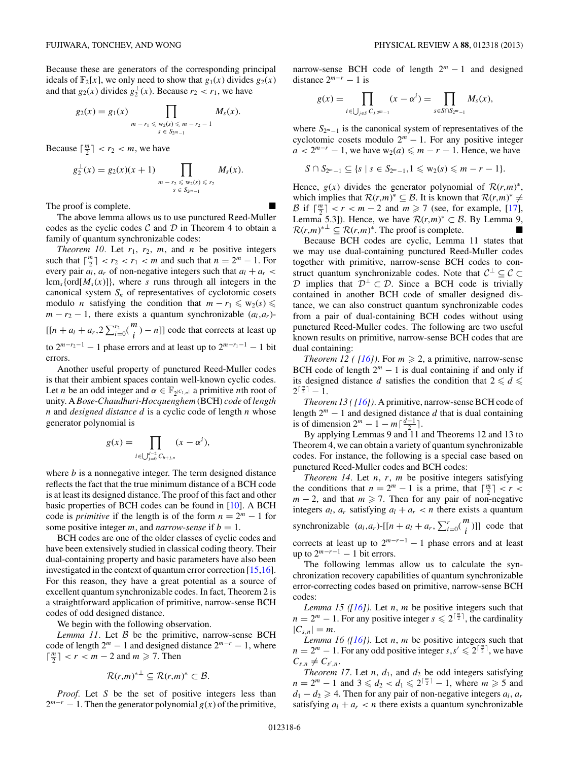Because these are generators of the corresponding principal ideals of $\mathbb{F}_2[x]$, we only need to show that $g_1(x)$ divides $g_2(x)$ and that $g_2(x)$ divides $g_2^{\perp}(x)$. Because $r_2 < r_1$, we have

$$g_2(x) = g_1(x) \prod_{\substack{m-r_1 \leqslant w_2(s) \leqslant m-r_2-1 \\ s \in S_{2^m-1}}} M_s(x).$$

Because $\lceil \frac{m}{2} \rceil < r_2 < m$, we have

$$g_2^{\perp}(x) = g_2(x)(x+1) \prod_{\substack{m-r_2 \leqslant w_2(s) \leqslant r_2 \\ s \in S_{2^m-1}}} M_s(x).$$

The proof is complete. ■

The above lemma allows us to use punctured Reed-Muller codes as the cyclic codes $\mathcal{C}$ and $\mathcal{D}$ in Theorem 4 to obtain a family of quantum synchronizable codes:

*Theorem 10.* Let $r_1$, $r_2$, $m$, and $n$ be positive integers such that $\lceil \frac{m}{2} \rceil < r_2 < r_1 < m$ and such that $n = 2^m - 1$. For every pair $a_l$, $a_r$ of non-negative integers such that $a_l + a_r < \mathrm{lcm}_s\{\mathrm{ord}[M_s(x)]\}$, where $s$ runs through all integers in the canonical system $S_n$ of representatives of cyclotomic cosets modulo $n$ satisfying the condition that $m - r_1 \leqslant w_2(s) \leqslant m - r_2 - 1$, there exists a quantum synchronizable $(a_l,a_r)$-$[[n + a_l + a_r, 2\sum_{i=0}^{r_2}\binom{m}{i} - n]]$ code that corrects at least up to $2^{m-r_2-1} - 1$ phase errors and at least up to $2^{m-r_1-1} - 1$ bit errors.

Another useful property of punctured Reed-Muller codes is that their ambient spaces contain well-known cyclic codes. Let $n$ be an odd integer and $\alpha \in \mathbb{F}_{2^{|C_{1,n}|}}$ a primitive $n$th root of unity. A *Bose-Chaudhuri-Hocquenghem* (BCH) *code* of *length* $n$ and *designed distance* $d$ is a cyclic code of length $n$ whose generator polynomial is

$$g(x) = \prod_{i \in \bigcup_{j=0}^{d-2} C_{b+j,n}} (x - \alpha^i),$$

where $b$ is a nonnegative integer. The term designed distance reflects the fact that the true minimum distance of a BCH code is at least its designed distance. The proof of this fact and other basic properties of BCH codes can be found in [10]. A BCH code is *primitive* if the length is of the form $n = 2^m - 1$ for some positive integer $m$, and *narrow-sense* if $b = 1$.

BCH codes are one of the older classes of cyclic codes and have been extensively studied in classical coding theory. Their dual-containing property and basic parameters have also been investigated in the context of quantum error correction [15,16]. For this reason, they have a great potential as a source of excellent quantum synchronizable codes. In fact, Theorem 2 is a straightforward application of primitive, narrow-sense BCH codes of odd designed distance.

We begin with the following observation.

*Lemma 11.* Let $\mathcal{B}$ be the primitive, narrow-sense BCH code of length $2^m - 1$ and designed distance $2^{m-r} - 1$, where $\lceil \frac{m}{2} \rceil < r < m - 2$ and $m \geqslant 7$. Then

$$\mathcal{R}(r,m)^{*\perp} \subsetneq \mathcal{R}(r,m)^* \subset \mathcal{B}.$$

*Proof.* Let $S$ be the set of positive integers less than $2^{m-r} - 1$. Then the generator polynomial $g(x)$ of the primitive, narrow-sense BCH code of length $2^m - 1$ and designed distance $2^{m-r} - 1$ is

$$g(x) = \prod_{i \in \bigcup_{j \in S} C_{j,2^m-1}} (x - \alpha^i) = \prod_{s \in S \cap S_{2^m-1}} M_s(x),$$

where $S_{2^m-1}$ is the canonical system of representatives of the cyclotomic cosets modulo $2^m - 1$. For any positive integer $a < 2^{m-r} - 1$, we have $w_2(a) \leqslant m - r - 1$. Hence, we have

$$S \cap S_{2^m-1} \subseteq \{s \mid s \in S_{2^m-1}, 1 \leqslant w_2(s) \leqslant m - r - 1\}.$$

Hence, $g(x)$ divides the generator polynomial of $\mathcal{R}(r,m)^*$, which implies that $\mathcal{R}(r,m)^* \subseteq \mathcal{B}$. It is known that $\mathcal{R}(r,m)^* \neq \mathcal{B}$ if $\lceil \frac{m}{2} \rceil < r < m - 2$ and $m \geqslant 7$ (see, for example, [17], Lemma 5.3]). Hence, we have $\mathcal{R}(r,m)^* \subset \mathcal{B}$. By Lemma 9, $\mathcal{R}(r,m)^{*\perp} \subsetneq \mathcal{R}(r,m)^*$. The proof is complete. ■

Because BCH codes are cyclic, Lemma 11 states that we may use dual-containing punctured Reed-Muller codes together with primitive, narrow-sense BCH codes to construct quantum synchronizable codes. Note that $\mathcal{C}^{\perp} \subseteq \mathcal{C} \subset \mathcal{D}$ implies that $\mathcal{D}^{\perp} \subset \mathcal{D}$. Since a BCH code is trivially contained in another BCH code of smaller designed distance, we can also construct quantum synchronizable codes from a pair of dual-containing BCH codes without using punctured Reed-Muller codes. The following are two useful known results on primitive, narrow-sense BCH codes that are dual containing:

*Theorem 12 ( [16]).* For $m \geqslant 2$, a primitive, narrow-sense BCH code of length $2^m - 1$ is dual containing if and only if its designed distance $d$ satisfies the condition that $2 \leqslant d \leqslant 2^{\lceil \frac{m}{2} \rceil} - 1$.

*Theorem 13 ( [16]).* A primitive, narrow-sense BCH code of length $2^m - 1$ and designed distance $d$ that is dual containing is of dimension $2^m - 1 - m\lceil \frac{d-1}{2} \rceil$.

By applying Lemmas 9 and 11 and Theorems 12 and 13 to Theorem 4, we can obtain a variety of quantum synchronizable codes. For instance, the following is a special case based on punctured Reed-Muller codes and BCH codes:

*Theorem 14.* Let $n$, $r$, $m$ be positive integers satisfying the conditions that $n = 2^m - 1$ is a prime, that $\lceil \frac{m}{2} \rceil < r < m - 2$, and that $m \geqslant 7$. Then for any pair of non-negative integers $a_l$, $a_r$ satisfying $a_l + a_r < n$ there exists a quantum synchronizable $(a_l,a_r)$-$[[n + a_l + a_r, \sum_{i=0}^{r}\binom{m}{i}]]$ code that corrects at least up to $2^{m-r-1} - 1$ phase errors and at least up to $2^{m-r-1} - 1$ bit errors.

The following lemmas allow us to calculate the synchronization recovery capabilities of quantum synchronizable error-correcting codes based on primitive, narrow-sense BCH codes:

*Lemma 15 ([16]).* Let $n$, $m$ be positive integers such that $n = 2^m - 1$. For any positive integer $s \leqslant 2^{\lceil \frac{m}{2} \rceil}$, the cardinality $|C_{s,n}| = m$.

*Lemma 16 ([16]).* Let $n$, $m$ be positive integers such that $n = 2^m - 1$. For any odd positive integer $s, s' \leqslant 2^{\lceil \frac{m}{2} \rceil}$, we have $C_{s,n} \neq C_{s',n}$.

*Theorem 17.* Let $n$, $d_1$, and $d_2$ be odd integers satisfying $n = 2^m - 1$ and $3 \leqslant d_2 < d_1 \leqslant 2^{\lceil \frac{m}{2} \rceil} - 1$, where $m \geqslant 5$ and $d_1 - d_2 \geqslant 4$. Then for any pair of non-negative integers $a_l$, $a_r$ satisfying $a_l + a_r < n$ there exists a quantum synchronizable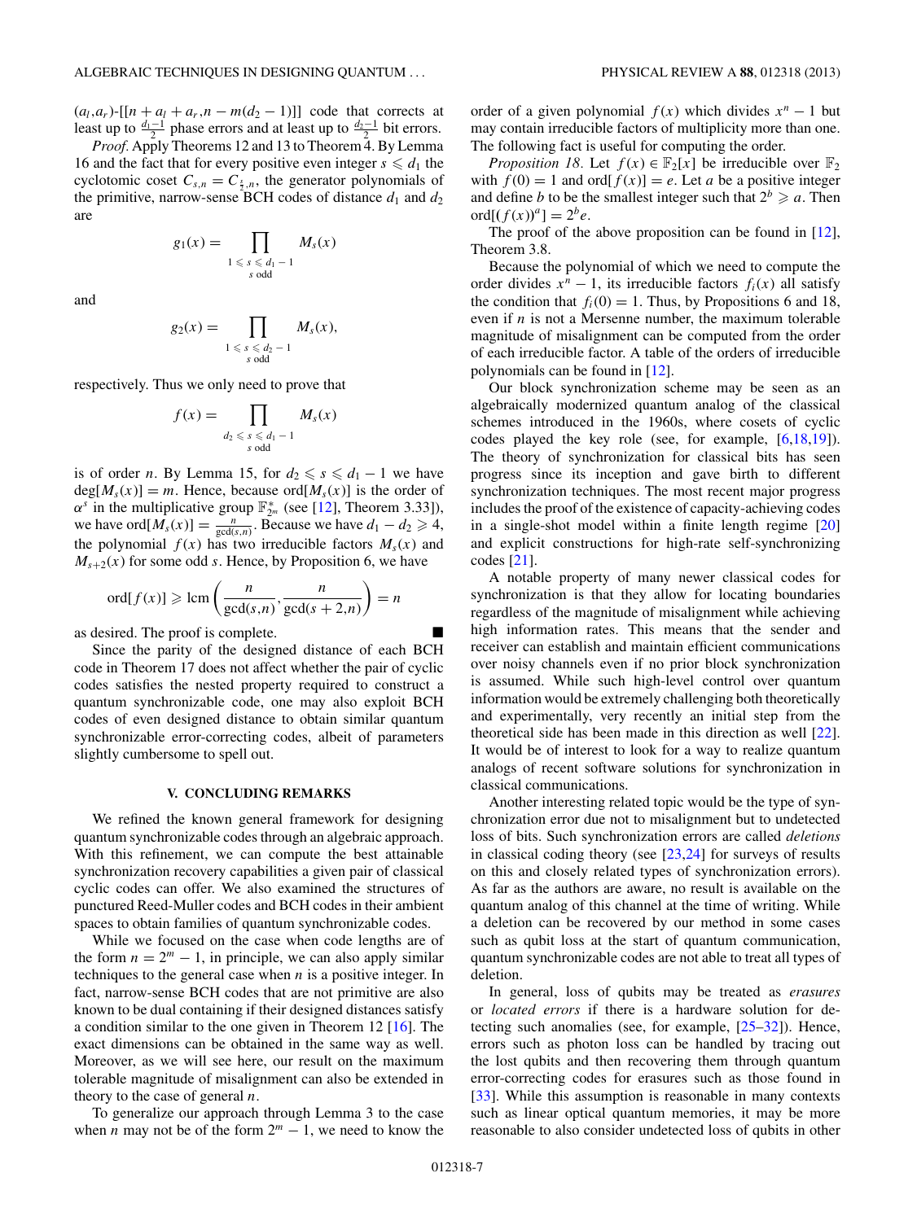$(a_l,a_r)$-$[[n+a_l+a_r, n-m(d_2-1)]]$ code that corrects at least up to $\frac{d_1-1}{2}$ phase errors and at least up to $\frac{d_2-1}{2}$ bit errors.

*Proof.* Apply Theorems 12 and 13 to Theorem 4. By Lemma 16 and the fact that for every positive even integer $s \leqslant d_1$ the cyclotomic coset $C_{s,n} = C_{\frac{s}{2},n}$, the generator polynomials of the primitive, narrow-sense BCH codes of distance $d_1$ and $d_2$ are

$$g_1(x) = \prod_{\substack{1 \leqslant s \leqslant d_1 - 1 \\ s \text{ odd}}} M_s(x)$$

and

$$g_2(x) = \prod_{\substack{1 \leqslant s \leqslant d_2 - 1 \\ s \text{ odd}}} M_s(x),$$

respectively. Thus we only need to prove that

$$f(x) = \prod_{\substack{d_2 \leqslant s \leqslant d_1 - 1 \\ s \text{ odd}}} M_s(x)$$

is of order $n$. By Lemma 15, for $d_2 \leqslant s \leqslant d_1 - 1$ we have $\deg[M_s(x)] = m$. Hence, because $\mathrm{ord}[M_s(x)]$ is the order of $\alpha^s$ in the multiplicative group $\mathbb{F}_{2^m}^*$ (see [12], Theorem 3.33]), we have $\mathrm{ord}[M_s(x)] = \frac{n}{\gcd(s,n)}$. Because we have $d_1 - d_2 \geqslant 4$, the polynomial $f(x)$ has two irreducible factors $M_s(x)$ and $M_{s+2}(x)$ for some odd $s$. Hence, by Proposition 6, we have

$$\mathrm{ord}[f(x)] \geqslant \mathrm{lcm}\left(\frac{n}{\gcd(s,n)}, \frac{n}{\gcd(s+2,n)}\right) = n$$

as desired. The proof is complete. ■

Since the parity of the designed distance of each BCH code in Theorem 17 does not affect whether the pair of cyclic codes satisfies the nested property required to construct a quantum synchronizable code, one may also exploit BCH codes of even designed distance to obtain similar quantum synchronizable error-correcting codes, albeit of parameters slightly cumbersome to spell out.

## V. CONCLUDING REMARKS

We refined the known general framework for designing quantum synchronizable codes through an algebraic approach. With this refinement, we can compute the best attainable synchronization recovery capabilities a given pair of classical cyclic codes can offer. We also examined the structures of punctured Reed-Muller codes and BCH codes in their ambient spaces to obtain families of quantum synchronizable codes.

While we focused on the case when code lengths are of the form $n = 2^m - 1$, in principle, we can also apply similar techniques to the general case when $n$ is a positive integer. In fact, narrow-sense BCH codes that are not primitive are also known to be dual containing if their designed distances satisfy a condition similar to the one given in Theorem 12 [16]. The exact dimensions can be obtained in the same way as well. Moreover, as we will see here, our result on the maximum tolerable magnitude of misalignment can also be extended in theory to the case of general $n$.

To generalize our approach through Lemma 3 to the case when $n$ may not be of the form $2^m - 1$, we need to know the order of a given polynomial $f(x)$ which divides $x^n - 1$ but may contain irreducible factors of multiplicity more than one. The following fact is useful for computing the order.

*Proposition 18.* Let $f(x) \in \mathbb{F}_2[x]$ be irreducible over $\mathbb{F}_2$ with $f(0) = 1$ and $\mathrm{ord}[f(x)] = e$. Let $a$ be a positive integer and define $b$ to be the smallest integer such that $2^b \geqslant a$. Then $\mathrm{ord}[(f(x))^a] = 2^b e$.

The proof of the above proposition can be found in [12], Theorem 3.8.

Because the polynomial of which we need to compute the order divides $x^n - 1$, its irreducible factors $f_i(x)$ all satisfy the condition that $f_i(0) = 1$. Thus, by Propositions 6 and 18, even if $n$ is not a Mersenne number, the maximum tolerable magnitude of misalignment can be computed from the order of each irreducible factor. A table of the orders of irreducible polynomials can be found in [12].

Our block synchronization scheme may be seen as an algebraically modernized quantum analog of the classical schemes introduced in the 1960s, where cosets of cyclic codes played the key role (see, for example, [6,18,19]). The theory of synchronization for classical bits has seen progress since its inception and gave birth to different synchronization techniques. The most recent major progress includes the proof of the existence of capacity-achieving codes in a single-shot model within a finite length regime [20] and explicit constructions for high-rate self-synchronizing codes [21].

A notable property of many newer classical codes for synchronization is that they allow for locating boundaries regardless of the magnitude of misalignment while achieving high information rates. This means that the sender and receiver can establish and maintain efficient communications over noisy channels even if no prior block synchronization is assumed. While such high-level control over quantum information would be extremely challenging both theoretically and experimentally, very recently an initial step from the theoretical side has been made in this direction as well [22]. It would be of interest to look for a way to realize quantum analogs of recent software solutions for synchronization in classical communications.

Another interesting related topic would be the type of synchronization error due not to misalignment but to undetected loss of bits. Such synchronization errors are called *deletions* in classical coding theory (see [23,24] for surveys of results on this and closely related types of synchronization errors). As far as the authors are aware, no result is available on the quantum analog of this channel at the time of writing. While a deletion can be recovered by our method in some cases such as qubit loss at the start of quantum communication, quantum synchronizable codes are not able to treat all types of deletion.

In general, loss of qubits may be treated as *erasures* or *located errors* if there is a hardware solution for detecting such anomalies (see, for example, [25–32]). Hence, errors such as photon loss can be handled by tracing out the lost qubits and then recovering them through quantum error-correcting codes for erasures such as those found in [33]. While this assumption is reasonable in many contexts such as linear optical quantum memories, it may be more reasonable to also consider undetected loss of qubits in other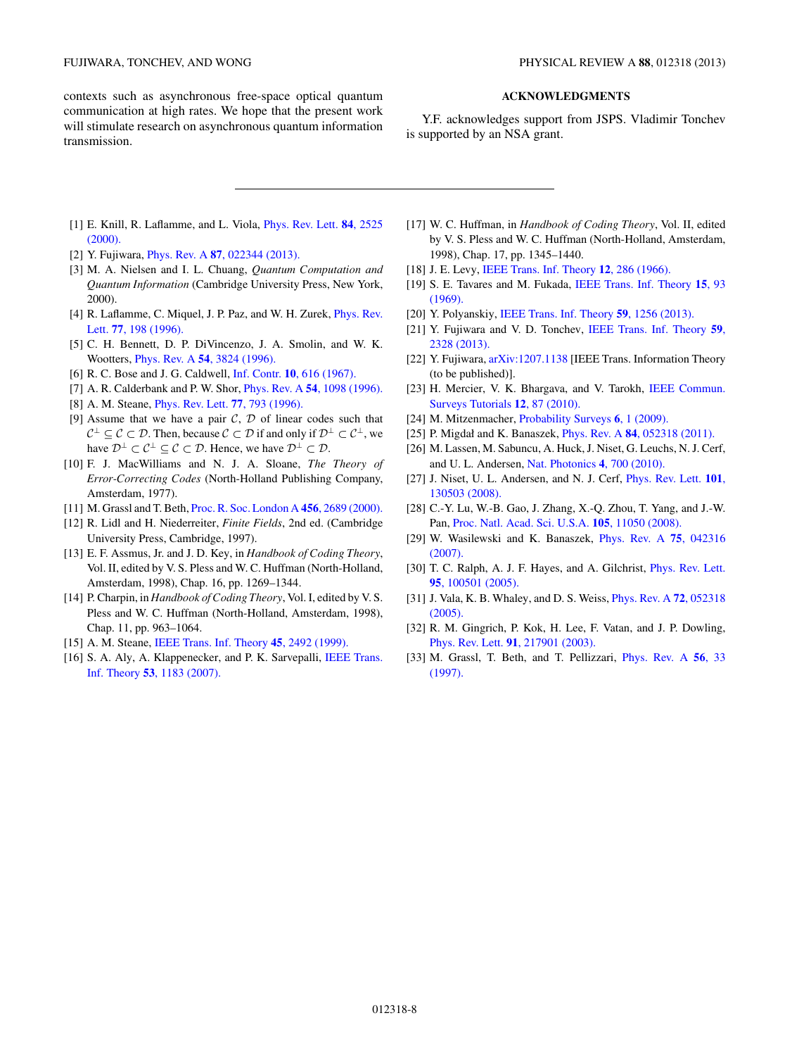contexts such as asynchronous free-space optical quantum communication at high rates. We hope that the present work will stimulate research on asynchronous quantum information transmission.

## ACKNOWLEDGMENTS

Y.F. acknowledges support from JSPS. Vladimir Tonchev is supported by an NSA grant.

---

[1] E. Knill, R. Laflamme, and L. Viola, Phys. Rev. Lett. **84**, 2525 (2000).

[2] Y. Fujiwara, Phys. Rev. A **87**, 022344 (2013).

[3] M. A. Nielsen and I. L. Chuang, *Quantum Computation and Quantum Information* (Cambridge University Press, New York, 2000).

[4] R. Laflamme, C. Miquel, J. P. Paz, and W. H. Zurek, Phys. Rev. Lett. **77**, 198 (1996).

[5] C. H. Bennett, D. P. DiVincenzo, J. A. Smolin, and W. K. Wootters, Phys. Rev. A **54**, 3824 (1996).

[6] R. C. Bose and J. G. Caldwell, Inf. Contr. **10**, 616 (1967).

[7] A. R. Calderbank and P. W. Shor, Phys. Rev. A **54**, 1098 (1996).

[8] A. M. Steane, Phys. Rev. Lett. **77**, 793 (1996).

[9] Assume that we have a pair $\mathcal{C}$, $\mathcal{D}$ of linear codes such that $\mathcal{C}^{\perp} \subseteq \mathcal{C} \subset \mathcal{D}$. Then, because $\mathcal{C} \subset \mathcal{D}$ if and only if $\mathcal{D}^{\perp} \subset \mathcal{C}^{\perp}$, we have $\mathcal{D}^{\perp} \subset \mathcal{C}^{\perp} \subseteq \mathcal{C} \subset \mathcal{D}$. Hence, we have $\mathcal{D}^{\perp} \subset \mathcal{D}$.

[10] F. J. MacWilliams and N. J. A. Sloane, *The Theory of Error-Correcting Codes* (North-Holland Publishing Company, Amsterdam, 1977).

[11] M. Grassl and T. Beth, Proc. R. Soc. London A **456**, 2689 (2000).

[12] R. Lidl and H. Niederreiter, *Finite Fields*, 2nd ed. (Cambridge University Press, Cambridge, 1997).

[13] E. F. Assmus, Jr. and J. D. Key, in *Handbook of Coding Theory*, Vol. II, edited by V. S. Pless and W. C. Huffman (North-Holland, Amsterdam, 1998), Chap. 16, pp. 1269–1344.

[14] P. Charpin, in *Handbook of Coding Theory*, Vol. I, edited by V. S. Pless and W. C. Huffman (North-Holland, Amsterdam, 1998), Chap. 11, pp. 963–1064.

[15] A. M. Steane, IEEE Trans. Inf. Theory **45**, 2492 (1999).

[16] S. A. Aly, A. Klappenecker, and P. K. Sarvepalli, IEEE Trans. Inf. Theory **53**, 1183 (2007).

[17] W. C. Huffman, in *Handbook of Coding Theory*, Vol. II, edited by V. S. Pless and W. C. Huffman (North-Holland, Amsterdam, 1998), Chap. 17, pp. 1345–1440.

[18] J. E. Levy, IEEE Trans. Inf. Theory **12**, 286 (1966).

[19] S. E. Tavares and M. Fukada, IEEE Trans. Inf. Theory **15**, 93 (1969).

[20] Y. Polyanskiy, IEEE Trans. Inf. Theory **59**, 1256 (2013).

[21] Y. Fujiwara and V. D. Tonchev, IEEE Trans. Inf. Theory **59**, 2328 (2013).

[22] Y. Fujiwara, arXiv:1207.1138 [IEEE Trans. Information Theory (to be published)].

[23] H. Mercier, V. K. Bhargava, and V. Tarokh, IEEE Commun. Surveys Tutorials **12**, 87 (2010).

[24] M. Mitzenmacher, Probability Surveys **6**, 1 (2009).

[25] P. Migdał and K. Banaszek, Phys. Rev. A **84**, 052318 (2011).

[26] M. Lassen, M. Sabuncu, A. Huck, J. Niset, G. Leuchs, N. J. Cerf, and U. L. Andersen, Nat. Photonics **4**, 700 (2010).

[27] J. Niset, U. L. Andersen, and N. J. Cerf, Phys. Rev. Lett. **101**, 130503 (2008).

[28] C.-Y. Lu, W.-B. Gao, J. Zhang, X.-Q. Zhou, T. Yang, and J.-W. Pan, Proc. Natl. Acad. Sci. U.S.A. **105**, 11050 (2008).

[29] W. Wasilewski and K. Banaszek, Phys. Rev. A **75**, 042316 (2007).

[30] T. C. Ralph, A. J. F. Hayes, and A. Gilchrist, Phys. Rev. Lett. **95**, 100501 (2005).

[31] J. Vala, K. B. Whaley, and D. S. Weiss, Phys. Rev. A **72**, 052318 (2005).

[32] R. M. Gingrich, P. Kok, H. Lee, F. Vatan, and J. P. Dowling, Phys. Rev. Lett. **91**, 217901 (2003).

[33] M. Grassl, T. Beth, and T. Pellizzari, Phys. Rev. A **56**, 33 (1997).